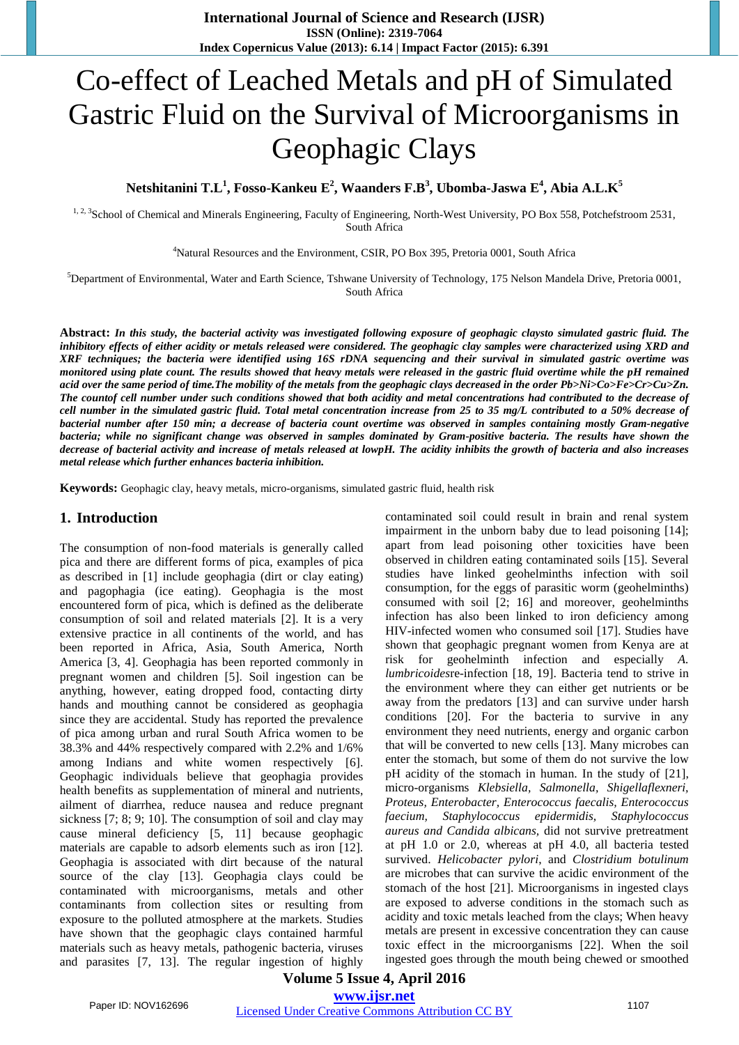# Co-effect of Leached Metals and pH of Simulated Gastric Fluid on the Survival of Microorganisms in Geophagic Clays

**Netshitanini T.L[1], Fosso-Kankeu E[2], Waanders F.B[3], Ubomba-Jaswa E[4], Abia A.L.K[5]**

[1, 2, 3]School of Chemical and Minerals Engineering, Faculty of Engineering, North-West University, PO Box 558, Potchefstroom 2531, South Africa

[4]Natural Resources and the Environment, CSIR, PO Box 395, Pretoria 0001, South Africa

[5]Department of Environmental, Water and Earth Science, Tshwane University of Technology, 175 Nelson Mandela Drive, Pretoria 0001, South Africa

**Abstract:** ***In this study, the bacterial activity was investigated following exposure of geophagic claysto simulated gastric fluid. The inhibitory effects of either acidity or metals released were considered. The geophagic clay samples were characterized using XRD and XRF techniques; the bacteria were identified using 16S rDNA sequencing and their survival in simulated gastric overtime was monitored using plate count. The results showed that heavy metals were released in the gastric fluid overtime while the pH remained acid over the same period of time.The mobility of the metals from the geophagic clays decreased in the order Pb>Ni>Co>Fe>Cr>Cu>Zn. The countof cell number under such conditions showed that both acidity and metal concentrations had contributed to the decrease of cell number in the simulated gastric fluid. Total metal concentration increase from 25 to 35 mg/L contributed to a 50% decrease of bacterial number after 150 min; a decrease of bacteria count overtime was observed in samples containing mostly Gram-negative bacteria; while no significant change was observed in samples dominated by Gram-positive bacteria. The results have shown the decrease of bacterial activity and increase of metals released at lowpH. The acidity inhibits the growth of bacteria and also increases metal release which further enhances bacteria inhibition.***

**Keywords:** Geophagic clay, heavy metals, micro-organisms, simulated gastric fluid, health risk

## 1. Introduction

The consumption of non-food materials is generally called pica and there are different forms of pica, examples of pica as described in [1] include geophagia (dirt or clay eating) and pagophagia (ice eating). Geophagia is the most encountered form of pica, which is defined as the deliberate consumption of soil and related materials [2]. It is a very extensive practice in all continents of the world, and has been reported in Africa, Asia, South America, North America [3, 4]. Geophagia has been reported commonly in pregnant women and children [5]. Soil ingestion can be anything, however, eating dropped food, contacting dirty hands and mouthing cannot be considered as geophagia since they are accidental. Study has reported the prevalence of pica among urban and rural South Africa women to be 38.3% and 44% respectively compared with 2.2% and 1/6% among Indians and white women respectively [6]. Geophagic individuals believe that geophagia provides health benefits as supplementation of mineral and nutrients, ailment of diarrhea, reduce nausea and reduce pregnant sickness [7; 8; 9; 10]. The consumption of soil and clay may cause mineral deficiency [5, 11] because geophagic materials are capable to adsorb elements such as iron [12]. Geophagia is associated with dirt because of the natural source of the clay [13]. Geophagia clays could be contaminated with microorganisms, metals and other contaminants from collection sites or resulting from exposure to the polluted atmosphere at the markets. Studies have shown that the geophagic clays contained harmful materials such as heavy metals, pathogenic bacteria, viruses and parasites [7, 13]. The regular ingestion of highly contaminated soil could result in brain and renal system impairment in the unborn baby due to lead poisoning [14]; apart from lead poisoning other toxicities have been observed in children eating contaminated soils [15]. Several studies have linked geohelminths infection with soil consumption, for the eggs of parasitic worm (geohelminths) consumed with soil [2; 16] and moreover, geohelminths infection has also been linked to iron deficiency among HIV-infected women who consumed soil [17]. Studies have shown that geophagic pregnant women from Kenya are at risk for geohelminth infection and especially *A. lumbricoides*re-infection [18, 19]. Bacteria tend to strive in the environment where they can either get nutrients or be away from the predators [13] and can survive under harsh conditions [20]. For the bacteria to survive in any environment they need nutrients, energy and organic carbon that will be converted to new cells [13]. Many microbes can enter the stomach, but some of them do not survive the low pH acidity of the stomach in human. In the study of [21], micro-organisms *Klebsiella*, *Salmonella*, *Shigellaflexneri*, *Proteus*, *Enterobacter*, *Enterococcus faecalis*, *Enterococcus faecium*, *Staphylococcus epidermidis*, *Staphylococcus aureus and Candida albicans*, did not survive pretreatment at pH 1.0 or 2.0, whereas at pH 4.0, all bacteria tested survived. *Helicobacter pylori*, and *Clostridium botulinum* are microbes that can survive the acidic environment of the stomach of the host [21]. Microorganisms in ingested clays are exposed to adverse conditions in the stomach such as acidity and toxic metals leached from the clays; When heavy metals are present in excessive concentration they can cause toxic effect in the microorganisms [22]. When the soil ingested goes through the mouth being chewed or smoothed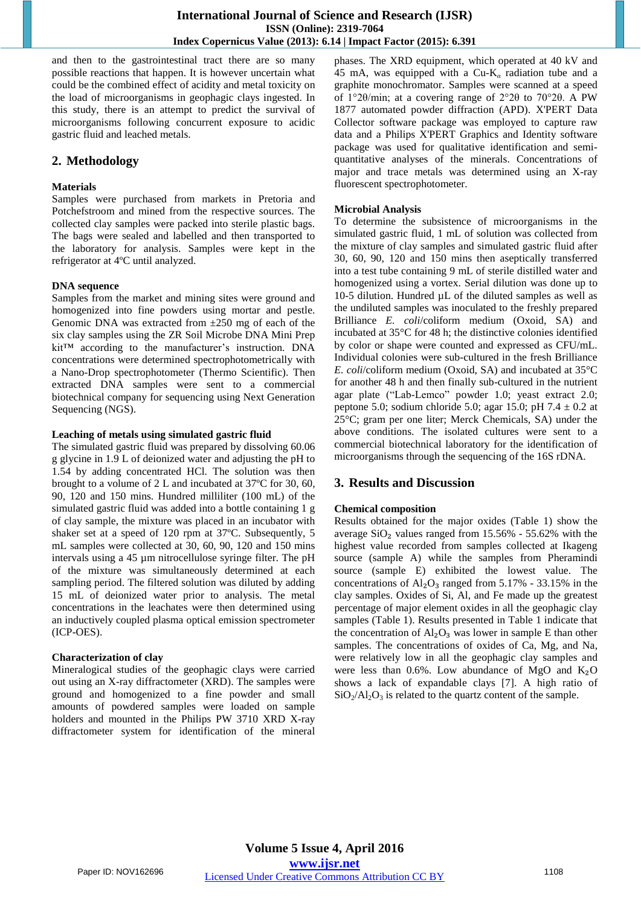and then to the gastrointestinal tract there are so many possible reactions that happen. It is however uncertain what could be the combined effect of acidity and metal toxicity on the load of microorganisms in geophagic clays ingested. In this study, there is an attempt to predict the survival of microorganisms following concurrent exposure to acidic gastric fluid and leached metals.

## 2. Methodology

### Materials

Samples were purchased from markets in Pretoria and Potchefstroom and mined from the respective sources. The collected clay samples were packed into sterile plastic bags. The bags were sealed and labelled and then transported to the laboratory for analysis. Samples were kept in the refrigerator at 4ºC until analyzed.

### DNA sequence

Samples from the market and mining sites were ground and homogenized into fine powders using mortar and pestle. Genomic DNA was extracted from ±250 mg of each of the six clay samples using the ZR Soil Microbe DNA Mini Prep kit™ according to the manufacturer's instruction. DNA concentrations were determined spectrophotometrically with a Nano-Drop spectrophotometer (Thermo Scientific). Then extracted DNA samples were sent to a commercial biotechnical company for sequencing using Next Generation Sequencing (NGS).

### Leaching of metals using simulated gastric fluid

The simulated gastric fluid was prepared by dissolving 60.06 g glycine in 1.9 L of deionized water and adjusting the pH to 1.54 by adding concentrated HCl. The solution was then brought to a volume of 2 L and incubated at 37ºC for 30, 60, 90, 120 and 150 mins. Hundred milliliter (100 mL) of the simulated gastric fluid was added into a bottle containing 1 g of clay sample, the mixture was placed in an incubator with shaker set at a speed of 120 rpm at 37ºC. Subsequently, 5 mL samples were collected at 30, 60, 90, 120 and 150 mins intervals using a 45 µm nitrocellulose syringe filter. The pH of the mixture was simultaneously determined at each sampling period. The filtered solution was diluted by adding 15 mL of deionized water prior to analysis. The metal concentrations in the leachates were then determined using an inductively coupled plasma optical emission spectrometer (ICP-OES).

### Characterization of clay

Mineralogical studies of the geophagic clays were carried out using an X-ray diffractometer (XRD). The samples were ground and homogenized to a fine powder and small amounts of powdered samples were loaded on sample holders and mounted in the Philips PW 3710 XRD X-ray diffractometer system for identification of the mineral phases. The XRD equipment, which operated at 40 kV and 45 mA, was equipped with a Cu-$K_\alpha$ radiation tube and a graphite monochromator. Samples were scanned at a speed of 1°2θ/min; at a covering range of 2°2θ to 70°2θ. A PW 1877 automated powder diffraction (APD). X'PERT Data Collector software package was employed to capture raw data and a Philips X'PERT Graphics and Identity software package was used for qualitative identification and semi-quantitative analyses of the minerals. Concentrations of major and trace metals was determined using an X-ray fluorescent spectrophotometer.

### Microbial Analysis

To determine the subsistence of microorganisms in the simulated gastric fluid, 1 mL of solution was collected from the mixture of clay samples and simulated gastric fluid after 30, 60, 90, 120 and 150 mins then aseptically transferred into a test tube containing 9 mL of sterile distilled water and homogenized using a vortex. Serial dilution was done up to 10-5 dilution. Hundred µL of the diluted samples as well as the undiluted samples was inoculated to the freshly prepared Brilliance *E. coli*/coliform medium (Oxoid, SA) and incubated at 35°C for 48 h; the distinctive colonies identified by color or shape were counted and expressed as CFU/mL. Individual colonies were sub-cultured in the fresh Brilliance *E. coli*/coliform medium (Oxoid, SA) and incubated at 35°C for another 48 h and then finally sub-cultured in the nutrient agar plate ("Lab-Lemco" powder 1.0; yeast extract 2.0; peptone 5.0; sodium chloride 5.0; agar 15.0; pH 7.4 ± 0.2 at 25°C; gram per one liter; Merck Chemicals, SA) under the above conditions. The isolated cultures were sent to a commercial biotechnical laboratory for the identification of microorganisms through the sequencing of the 16S rDNA.

## 3. Results and Discussion

### Chemical composition

Results obtained for the major oxides (Table 1) show the average $SiO_2$ values ranged from 15.56% - 55.62% with the highest value recorded from samples collected at Ikageng source (sample A) while the samples from Pheramindi source (sample E) exhibited the lowest value. The concentrations of $Al_2O_3$ ranged from 5.17% - 33.15% in the clay samples. Oxides of Si, Al, and Fe made up the greatest percentage of major element oxides in all the geophagic clay samples (Table 1). Results presented in Table 1 indicate that the concentration of $Al_2O_3$ was lower in sample E than other samples. The concentrations of oxides of Ca, Mg, and Na, were relatively low in all the geophagic clay samples and were less than 0.6%. Low abundance of MgO and $K_2O$ shows a lack of expandable clays [7]. A high ratio of $SiO_2/Al_2O_3$ is related to the quartz content of the sample.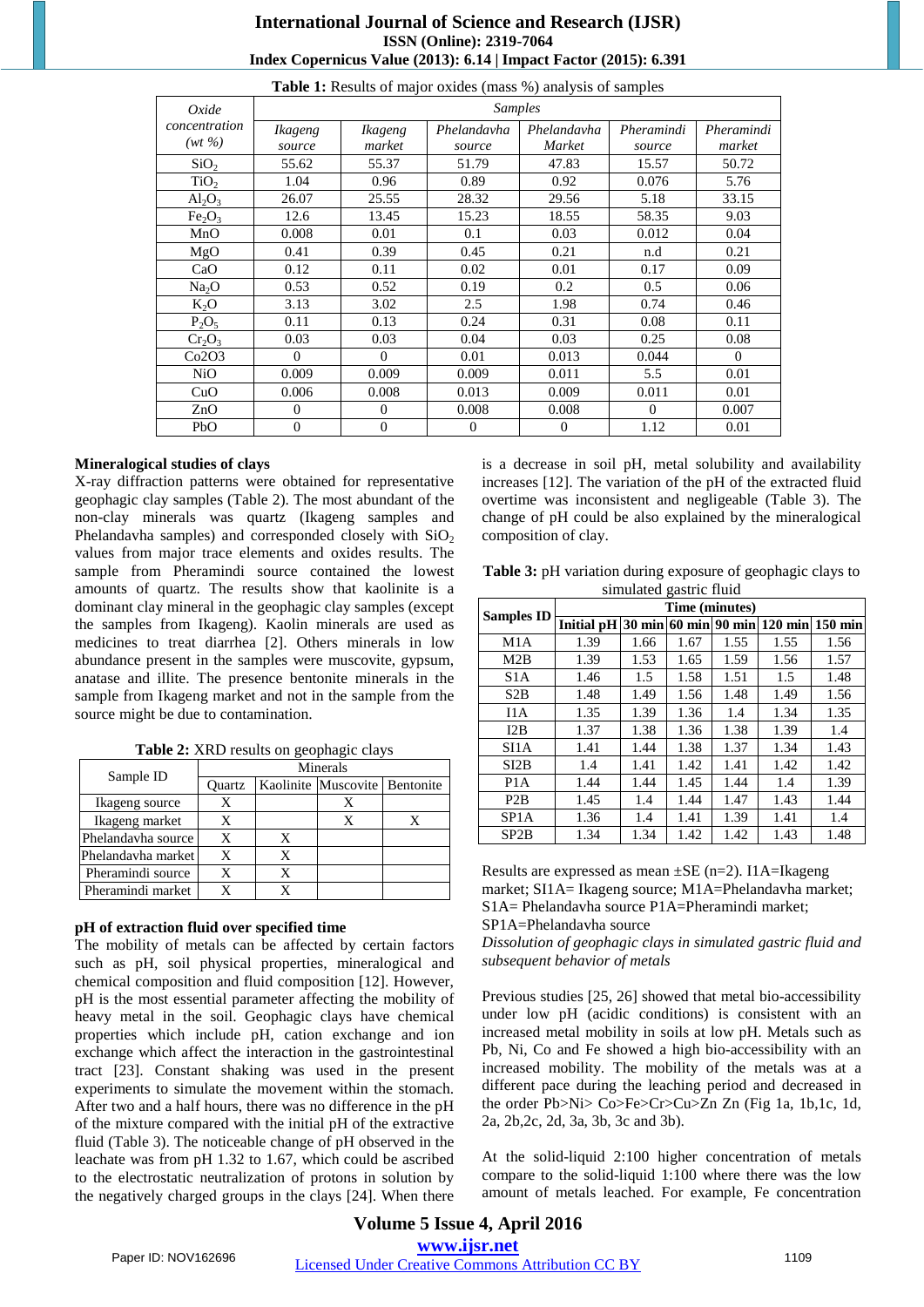**Table 1:** Results of major oxides (mass %) analysis of samples

| Oxide concentration (wt %) | Samples | | | | | |
|---|---|---|---|---|---|---|
| | *Ikageng source* | *Ikageng market* | *Phelandavha source* | *Phelandavha Market* | *Pheramindi source* | *Pheramindi market* |
| $SiO_2$ | 55.62 | 55.37 | 51.79 | 47.83 | 15.57 | 50.72 |
| $TiO_2$ | 1.04 | 0.96 | 0.89 | 0.92 | 0.076 | 5.76 |
| $Al_2O_3$ | 26.07 | 25.55 | 28.32 | 29.56 | 5.18 | 33.15 |
| $Fe_2O_3$ | 12.6 | 13.45 | 15.23 | 18.55 | 58.35 | 9.03 |
| MnO | 0.008 | 0.01 | 0.1 | 0.03 | 0.012 | 0.04 |
| MgO | 0.41 | 0.39 | 0.45 | 0.21 | n.d | 0.21 |
| CaO | 0.12 | 0.11 | 0.02 | 0.01 | 0.17 | 0.09 |
| $Na_2O$ | 0.53 | 0.52 | 0.19 | 0.2 | 0.5 | 0.06 |
| $K_2O$ | 3.13 | 3.02 | 2.5 | 1.98 | 0.74 | 0.46 |
| $P_2O_5$ | 0.11 | 0.13 | 0.24 | 0.31 | 0.08 | 0.11 |
| $Cr_2O_3$ | 0.03 | 0.03 | 0.04 | 0.03 | 0.25 | 0.08 |
| Co2O3 | 0 | 0 | 0.01 | 0.013 | 0.044 | 0 |
| NiO | 0.009 | 0.009 | 0.009 | 0.011 | 5.5 | 0.01 |
| CuO | 0.006 | 0.008 | 0.013 | 0.009 | 0.011 | 0.01 |
| ZnO | 0 | 0 | 0.008 | 0.008 | 0 | 0.007 |
| PbO | 0 | 0 | 0 | 0 | 1.12 | 0.01 |

**Mineralogical studies of clays**

X-ray diffraction patterns were obtained for representative geophagic clay samples (Table 2). The most abundant of the non-clay minerals was quartz (Ikageng samples and Phelandavha samples) and corresponded closely with $SiO_2$ values from major trace elements and oxides results. The sample from Pheramindi source contained the lowest amounts of quartz. The results show that kaolinite is a dominant clay mineral in the geophagic clay samples (except the samples from Ikageng). Kaolin minerals are used as medicines to treat diarrhea [2]. Others minerals in low abundance present in the samples were muscovite, gypsum, anatase and illite. The presence bentonite minerals in the sample from Ikageng market and not in the sample from the source might be due to contamination.

**Table 2:** XRD results on geophagic clays

| Sample ID | Minerals | | | |
|---|---|---|---|---|
| | Quartz | Kaolinite | Muscovite | Bentonite |
| Ikageng source | X | | X | |
| Ikageng market | X | | X | X |
| Phelandavha source | X | X | | |
| Phelandavha market | X | X | | |
| Pheramindi source | X | X | | |
| Pheramindi market | X | X | | |

**pH of extraction fluid over specified time**

The mobility of metals can be affected by certain factors such as pH, soil physical properties, mineralogical and chemical composition and fluid composition [12]. However, pH is the most essential parameter affecting the mobility of heavy metal in the soil. Geophagic clays have chemical properties which include pH, cation exchange and ion exchange which affect the interaction in the gastrointestinal tract [23]. Constant shaking was used in the present experiments to simulate the movement within the stomach. After two and a half hours, there was no difference in the pH of the mixture compared with the initial pH of the extractive fluid (Table 3). The noticeable change of pH observed in the leachate was from pH 1.32 to 1.67, which could be ascribed to the electrostatic neutralization of protons in solution by the negatively charged groups in the clays [24]. When there is a decrease in soil pH, metal solubility and availability increases [12]. The variation of the pH of the extracted fluid overtime was inconsistent and negligeable (Table 3). The change of pH could be also explained by the mineralogical composition of clay.

**Table 3:** pH variation during exposure of geophagic clays to simulated gastric fluid

| Samples ID | Time (minutes) | | | | | |
|---|---|---|---|---|---|---|
| | Initial pH | 30 min | 60 min | 90 min | 120 min | 150 min |
| M1A | 1.39 | 1.66 | 1.67 | 1.55 | 1.55 | 1.56 |
| M2B | 1.39 | 1.53 | 1.65 | 1.59 | 1.56 | 1.57 |
| S1A | 1.46 | 1.5 | 1.58 | 1.51 | 1.5 | 1.48 |
| S2B | 1.48 | 1.49 | 1.56 | 1.48 | 1.49 | 1.56 |
| I1A | 1.35 | 1.39 | 1.36 | 1.4 | 1.34 | 1.35 |
| I2B | 1.37 | 1.38 | 1.36 | 1.38 | 1.39 | 1.4 |
| SI1A | 1.41 | 1.44 | 1.38 | 1.37 | 1.34 | 1.43 |
| SI2B | 1.4 | 1.41 | 1.42 | 1.41 | 1.42 | 1.42 |
| P1A | 1.44 | 1.44 | 1.45 | 1.44 | 1.4 | 1.39 |
| P2B | 1.45 | 1.4 | 1.44 | 1.47 | 1.43 | 1.44 |
| SP1A | 1.36 | 1.4 | 1.41 | 1.39 | 1.41 | 1.4 |
| SP2B | 1.34 | 1.34 | 1.42 | 1.42 | 1.43 | 1.48 |

Results are expressed as mean ±SE (n=2). I1A=Ikageng market; SI1A= Ikageng source; M1A=Phelandavha market; S1A= Phelandavha source P1A=Pheramindi market; SP1A=Phelandavha source

*Dissolution of geophagic clays in simulated gastric fluid and subsequent behavior of metals*

Previous studies [25, 26] showed that metal bio-accessibility under low pH (acidic conditions) is consistent with an increased metal mobility in soils at low pH. Metals such as Pb, Ni, Co and Fe showed a high bio-accessibility with an increased mobility. The mobility of the metals was at a different pace during the leaching period and decreased in the order Pb>Ni> Co>Fe>Cr>Cu>Zn Zn (Fig 1a, 1b,1c, 1d, 2a, 2b,2c, 2d, 3a, 3b, 3c and 3b).

At the solid-liquid 2:100 higher concentration of metals compare to the solid-liquid 1:100 where there was the low amount of metals leached. For example, Fe concentration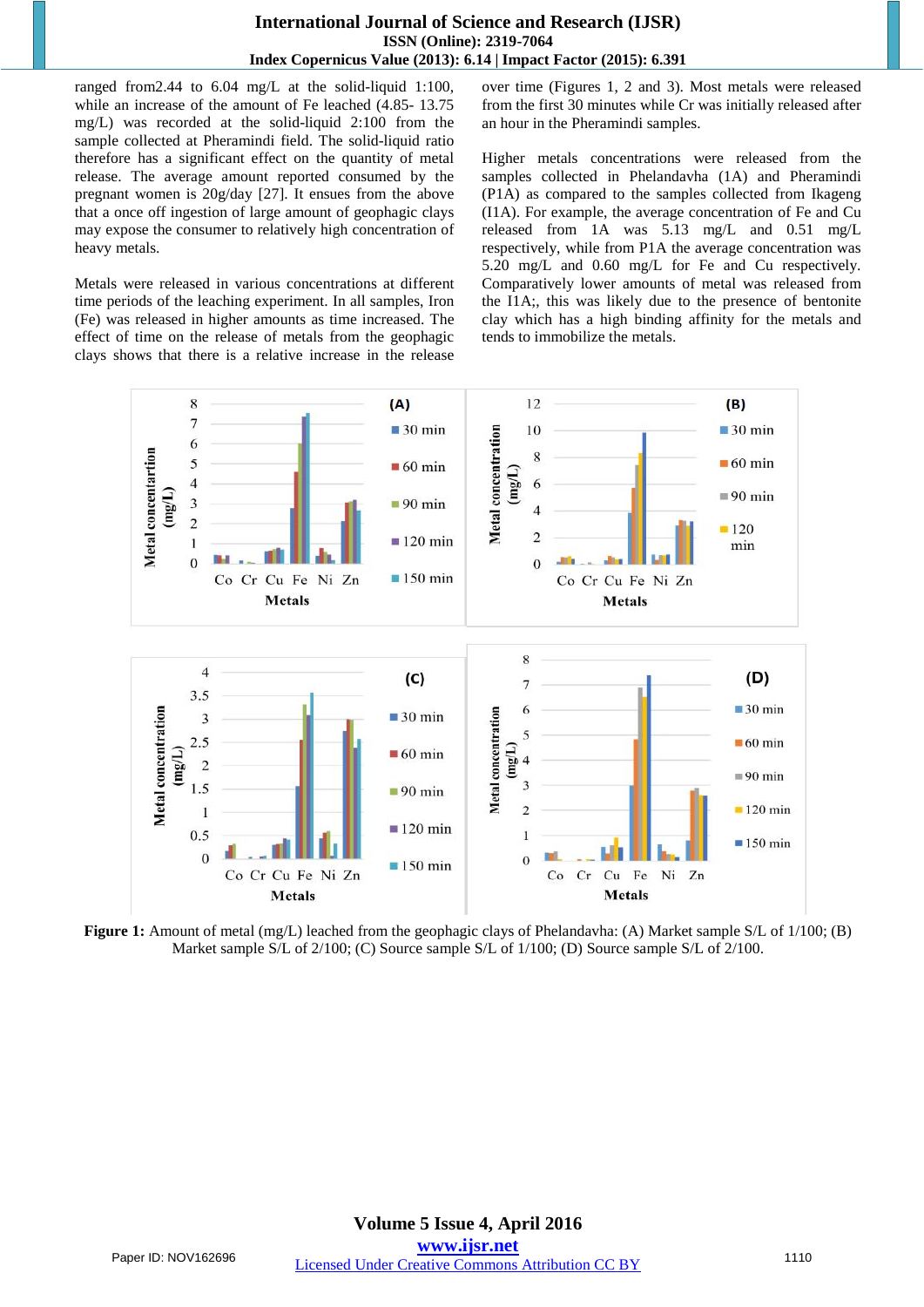ranged from2.44 to 6.04 mg/L at the solid-liquid 1:100, while an increase of the amount of Fe leached (4.85- 13.75 mg/L) was recorded at the solid-liquid 2:100 from the sample collected at Pheramindi field. The solid-liquid ratio therefore has a significant effect on the quantity of metal release. The average amount reported consumed by the pregnant women is 20g/day [27]. It ensues from the above that a once off ingestion of large amount of geophagic clays may expose the consumer to relatively high concentration of heavy metals.

Metals were released in various concentrations at different time periods of the leaching experiment. In all samples, Iron (Fe) was released in higher amounts as time increased. The effect of time on the release of metals from the geophagic clays shows that there is a relative increase in the release over time (Figures 1, 2 and 3). Most metals were released from the first 30 minutes while Cr was initially released after an hour in the Pheramindi samples.

Higher metals concentrations were released from the samples collected in Phelandavha (1A) and Pheramindi (P1A) as compared to the samples collected from Ikageng (I1A). For example, the average concentration of Fe and Cu released from 1A was 5.13 mg/L and 0.51 mg/L respectively, while from P1A the average concentration was 5.20 mg/L and 0.60 mg/L for Fe and Cu respectively. Comparatively lower amounts of metal was released from the I1A;, this was likely due to the presence of bentonite clay which has a high binding affinity for the metals and tends to immobilize the metals.

(A)
Metal concentartion (mg/L)
0 1 2 3 4 5 6 7 8
Co Cr Cu Fe Ni Zn
Metals
30 min
60 min
90 min
120 min
150 min

(B)
Metal concentration (mg/L)
0 2 4 6 8 10 12
Co Cr Cu Fe Ni Zn
Metals
30 min
60 min
90 min
120 min

(C)
Metal concentration (mg/L)
0 0.5 1 1.5 2 2.5 3 3.5 4
Co Cr Cu Fe Ni Zn
Metals
30 min
60 min
90 min
120 min
150 min

(D)
Metal concentration (mg/L)
0 1 2 3 4 5 6 7 8
Co Cr Cu Fe Ni Zn
Metals
30 min
60 min
90 min
120 min
150 min

**Figure 1:** Amount of metal (mg/L) leached from the geophagic clays of Phelandavha: (A) Market sample S/L of 1/100; (B) Market sample S/L of 2/100; (C) Source sample S/L of 1/100; (D) Source sample S/L of 2/100.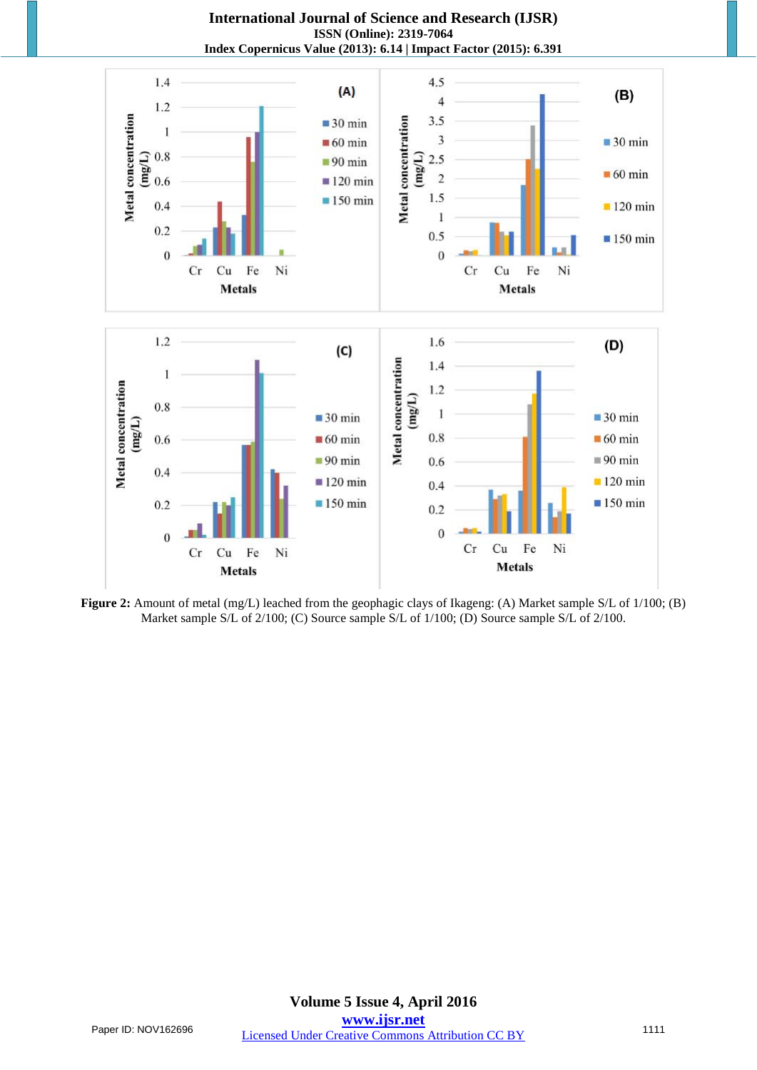**Figure 2:** Amount of metal (mg/L) leached from the geophagic clays of Ikageng: (A) Market sample S/L of 1/100; (B) Market sample S/L of 2/100; (C) Source sample S/L of 1/100; (D) Source sample S/L of 2/100.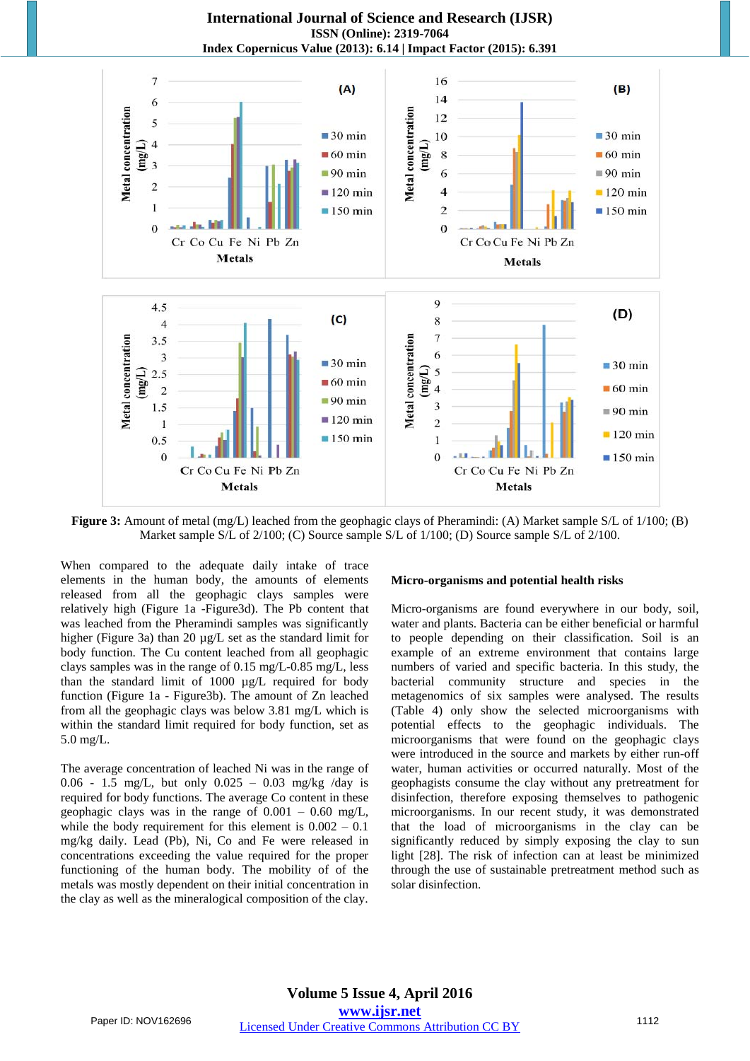(A)

Metal concentration (mg/L)

7
6
5
4
3
2
1
0

Cr Co Cu Fe Ni Pb Zn

Metals

30 min
60 min
90 min
120 min
150 min

(B)

Metal concentration (mg/L)

16
14
12
10
8
6
4
2
0

Cr Co Cu Fe Ni Pb Zn

Metals

30 min
60 min
90 min
120 min
150 min

(C)

Metal concentration (mg/L)

4.5
4
3.5
3
2.5
2
1.5
1
0.5
0

Cr Co Cu Fe Ni Pb Zn

Metals

30 min
60 min
90 min
120 min
150 min

(D)

Metal concentration (mg/L)

9
8
7
6
5
4
3
2
1
0

Cr Co Cu Fe Ni Pb Zn

Metals

30 min
60 min
90 min
120 min
150 min

**Figure 3:** Amount of metal (mg/L) leached from the geophagic clays of Pheramindi: (A) Market sample S/L of 1/100; (B) Market sample S/L of 2/100; (C) Source sample S/L of 1/100; (D) Source sample S/L of 2/100.

When compared to the adequate daily intake of trace elements in the human body, the amounts of elements released from all the geophagic clays samples were relatively high (Figure 1a -Figure3d). The Pb content that was leached from the Pheramindi samples was significantly higher (Figure 3a) than 20 µg/L set as the standard limit for body function. The Cu content leached from all geophagic clays samples was in the range of 0.15 mg/L-0.85 mg/L, less than the standard limit of 1000 µg/L required for body function (Figure 1a - Figure3b). The amount of Zn leached from all the geophagic clays was below 3.81 mg/L which is within the standard limit required for body function, set as 5.0 mg/L.

The average concentration of leached Ni was in the range of 0.06 - 1.5 mg/L, but only 0.025 – 0.03 mg/kg /day is required for body functions. The average Co content in these geophagic clays was in the range of 0.001 – 0.60 mg/L, while the body requirement for this element is 0.002 – 0.1 mg/kg daily. Lead (Pb), Ni, Co and Fe were released in concentrations exceeding the value required for the proper functioning of the human body. The mobility of of the metals was mostly dependent on their initial concentration in the clay as well as the mineralogical composition of the clay.

### Micro-organisms and potential health risks

Micro-organisms are found everywhere in our body, soil, water and plants. Bacteria can be either beneficial or harmful to people depending on their classification. Soil is an example of an extreme environment that contains large numbers of varied and specific bacteria. In this study, the bacterial community structure and species in the metagenomics of six samples were analysed. The results (Table 4) only show the selected microorganisms with potential effects to the geophagic individuals. The microorganisms that were found on the geophagic clays were introduced in the source and markets by either run-off water, human activities or occurred naturally. Most of the geophagists consume the clay without any pretreatment for disinfection, therefore exposing themselves to pathogenic microorganisms. In our recent study, it was demonstrated that the load of microorganisms in the clay can be significantly reduced by simply exposing the clay to sun light [28]. The risk of infection can at least be minimized through the use of sustainable pretreatment method such as solar disinfection.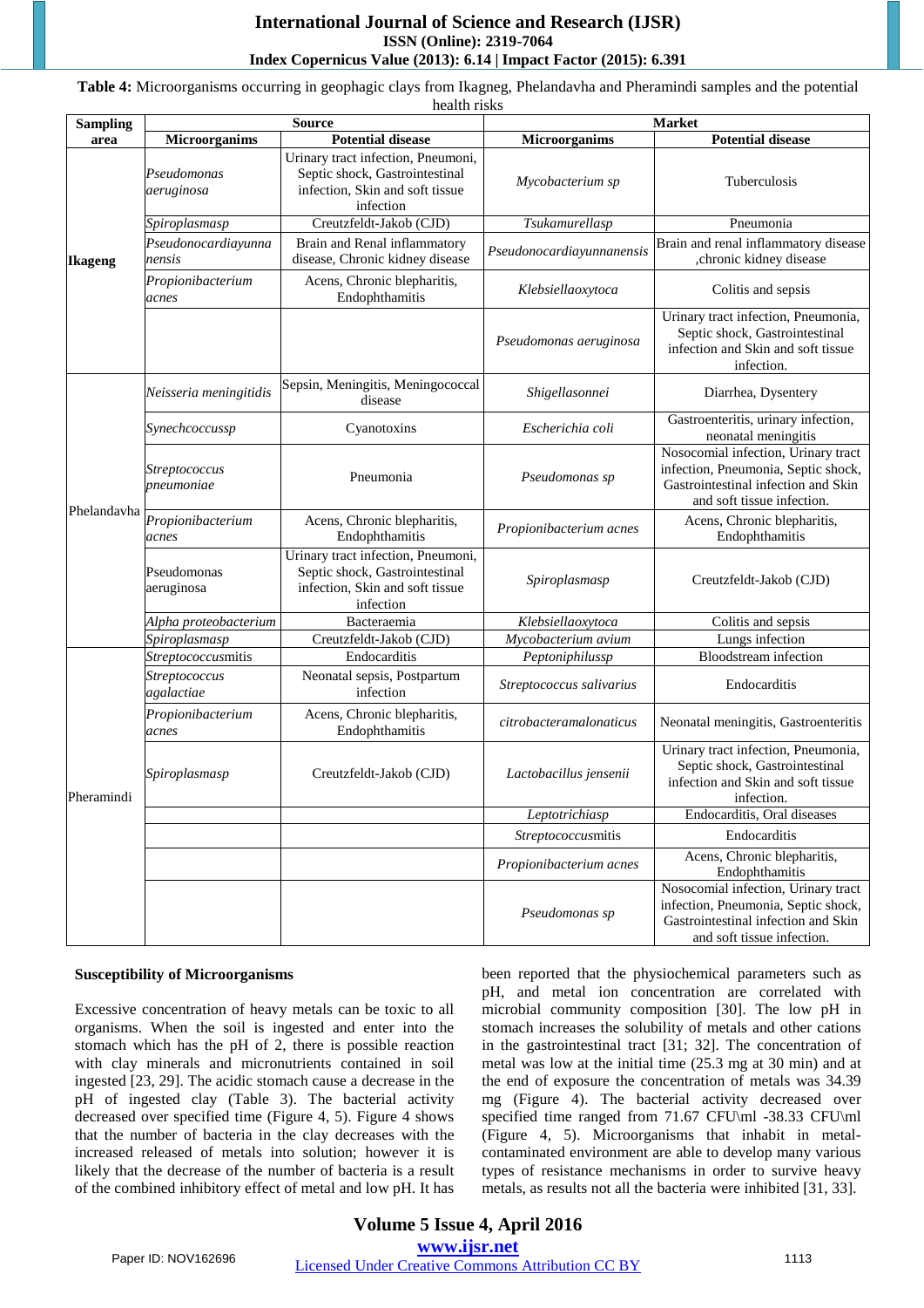**Table 4:** Microorganisms occurring in geophagic clays from Ikagneg, Phelandavha and Pheramindi samples and the potential health risks

| Sampling area | Source | | Market | |
|---|---|---|---|---|
| | Microorganims | Potential disease | Microorganims | Potential disease |
| Ikageng | *Pseudomonas aeruginosa* | Urinary tract infection, Pneumoni, Septic shock, Gastrointestinal infection, Skin and soft tissue infection | *Mycobacterium sp* | Tuberculosis |
| | *Spiroplasmasp* | Creutzfeldt-Jakob (CJD) | *Tsukamurellasp* | Pneumonia |
| | *Pseudonocardiayunnanensis* | Brain and Renal inflammatory disease, Chronic kidney disease | *Pseudonocardiayunnanensis* | Brain and renal inflammatory disease ,chronic kidney disease |
| | *Propionibacterium acnes* | Acens, Chronic blepharitis, Endophthamitis | *Klebsiellaoxytoca* | Colitis and sepsis |
| | | | *Pseudomonas aeruginosa* | Urinary tract infection, Pneumonia, Septic shock, Gastrointestinal infection and Skin and soft tissue infection. |
| Phelandavha | *Neisseria meningitidis* | Sepsin, Meningitis, Meningococcal disease | *Shigellasonnei* | Diarrhea, Dysentery |
| | *Synechcoccussp* | Cyanotoxins | *Escherichia coli* | Gastroenteritis, urinary infection, neonatal meningitis |
| | *Streptococcus pneumoniae* | Pneumonia | *Pseudomonas sp* | Nosocomial infection, Urinary tract infection, Pneumonia, Septic shock, Gastrointestinal infection and Skin and soft tissue infection. |
| | *Propionibacterium acnes* | Acens, Chronic blepharitis, Endophthamitis | *Propionibacterium acnes* | Acens, Chronic blepharitis, Endophthamitis |
| | Pseudomonas aeruginosa | Urinary tract infection, Pneumoni, Septic shock, Gastrointestinal infection, Skin and soft tissue infection | *Spiroplasmasp* | Creutzfeldt-Jakob (CJD) |
| | *Alpha proteobacterium* | Bacteraemia | *Klebsiellaoxytoca* | Colitis and sepsis |
| | *Spiroplasmasp* | Creutzfeldt-Jakob (CJD) | *Mycobacterium avium* | Lungs infection |
| Pheramindi | *Streptococcusmitis* | Endocarditis | *Peptoniphilussp* | Bloodstream infection |
| | *Streptococcus agalactiae* | Neonatal sepsis, Postpartum infection | *Streptococcus salivarius* | Endocarditis |
| | *Propionibacterium acnes* | Acens, Chronic blepharitis, Endophthamitis | *citrobacteramalonaticus* | Neonatal meningitis, Gastroenteritis |
| | *Spiroplasmasp* | Creutzfeldt-Jakob (CJD) | *Lactobacillus jensenii* | Urinary tract infection, Pneumonia, Septic shock, Gastrointestinal infection and Skin and soft tissue infection. |
| | | | *Leptotrichiasp* | Endocarditis, Oral diseases |
| | | | *Streptococcusmitis* | Endocarditis |
| | | | *Propionibacterium acnes* | Acens, Chronic blepharitis, Endophthamitis |
| | | | *Pseudomonas sp* | Nosocomial infection, Urinary tract infection, Pneumonia, Septic shock, Gastrointestinal infection and Skin and soft tissue infection. |

### Susceptibility of Microorganisms

Excessive concentration of heavy metals can be toxic to all organisms. When the soil is ingested and enter into the stomach which has the pH of 2, there is possible reaction with clay minerals and micronutrients contained in soil ingested [23, 29]. The acidic stomach cause a decrease in the pH of ingested clay (Table 3). The bacterial activity decreased over specified time (Figure 4, 5). Figure 4 shows that the number of bacteria in the clay decreases with the increased released of metals into solution; however it is likely that the decrease of the number of bacteria is a result of the combined inhibitory effect of metal and low pH. It has been reported that the physiochemical parameters such as pH, and metal ion concentration are correlated with microbial community composition [30]. The low pH in stomach increases the solubility of metals and other cations in the gastrointestinal tract [31; 32]. The concentration of metal was low at the initial time (25.3 mg at 30 min) and at the end of exposure the concentration of metals was 34.39 mg (Figure 4). The bacterial activity decreased over specified time ranged from 71.67 CFU\ml -38.33 CFU\ml (Figure 4, 5). Microorganisms that inhabit in metal-contaminated environment are able to develop many various types of resistance mechanisms in order to survive heavy metals, as results not all the bacteria were inhibited [31, 33].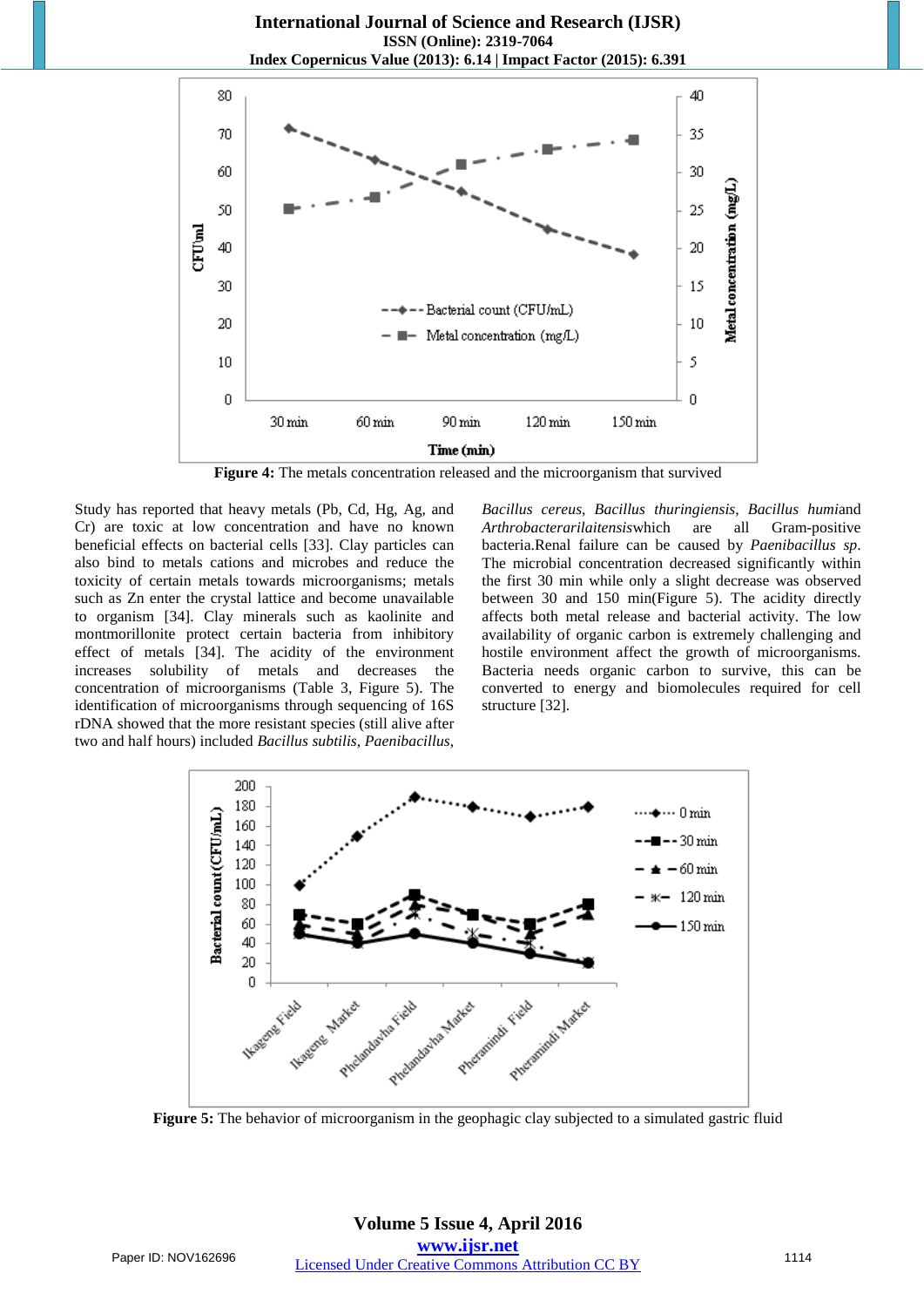80
70
60
50
40
30
20
10
0

40
35
30
25
20
15
10
5
0

CFU/ml

Metal concentration (mg/L)

Bacterial count (CFU/mL)
Metal concentration (mg/L)

30 min
60 min
90 min
120 min
150 min

Time (min)

**Figure 4:** The metals concentration released and the microorganism that survived

Study has reported that heavy metals (Pb, Cd, Hg, Ag, and Cr) are toxic at low concentration and have no known beneficial effects on bacterial cells [33]. Clay particles can also bind to metals cations and microbes and reduce the toxicity of certain metals towards microorganisms; metals such as Zn enter the crystal lattice and become unavailable to organism [34]. Clay minerals such as kaolinite and montmorillonite protect certain bacteria from inhibitory effect of metals [34]. The acidity of the environment increases solubility of metals and decreases the concentration of microorganisms (Table 3, Figure 5). The identification of microorganisms through sequencing of 16S rDNA showed that the more resistant species (still alive after two and half hours) included *Bacillus subtilis*, *Paenibacillus*, *Bacillus cereus*, *Bacillus thuringiensis*, *Bacillus humi*and *Arthrobacterarilaitensis*which are all Gram-positive bacteria.Renal failure can be caused by *Paenibacillus sp*. The microbial concentration decreased significantly within the first 30 min while only a slight decrease was observed between 30 and 150 min(Figure 5). The acidity directly affects both metal release and bacterial activity. The low availability of organic carbon is extremely challenging and hostile environment affect the growth of microorganisms. Bacteria needs organic carbon to survive, this can be converted to energy and biomolecules required for cell structure [32].

200
180
160
140
120
100
80
60
40
20
0

Bacterial count (CFU/mL)

0 min
30 min
60 min
120 min
150 min

Ikageng Field
Ikageng Market
Phelandavha Field
Phelandavha Market
Pheramindi Field
Pheramindi Market

**Figure 5:** The behavior of microorganism in the geophagic clay subjected to a simulated gastric fluid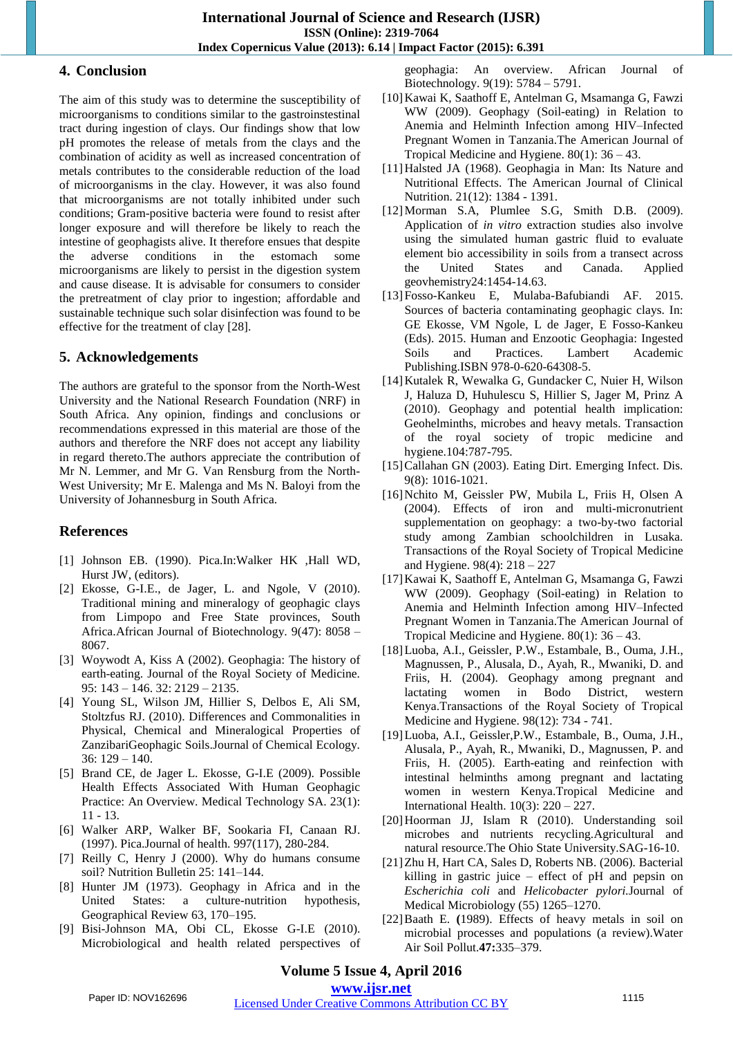## 4. Conclusion

The aim of this study was to determine the susceptibility of microorganisms to conditions similar to the gastroinstestinal tract during ingestion of clays. Our findings show that low pH promotes the release of metals from the clays and the combination of acidity as well as increased concentration of metals contributes to the considerable reduction of the load of microorganisms in the clay. However, it was also found that microorganisms are not totally inhibited under such conditions; Gram-positive bacteria were found to resist after longer exposure and will therefore be likely to reach the intestine of geophagists alive. It therefore ensues that despite the adverse conditions in the estomach some microorganisms are likely to persist in the digestion system and cause disease. It is advisable for consumers to consider the pretreatment of clay prior to ingestion; affordable and sustainable technique such solar disinfection was found to be effective for the treatment of clay [28].

## 5. Acknowledgements

The authors are grateful to the sponsor from the North-West University and the National Research Foundation (NRF) in South Africa. Any opinion, findings and conclusions or recommendations expressed in this material are those of the authors and therefore the NRF does not accept any liability in regard thereto.The authors appreciate the contribution of Mr N. Lemmer, and Mr G. Van Rensburg from the North-West University; Mr E. Malenga and Ms N. Baloyi from the University of Johannesburg in South Africa.

## References

[1] Johnson EB. (1990). Pica.In:Walker HK ,Hall WD, Hurst JW, (editors).

[2] Ekosse, G-I.E., de Jager, L. and Ngole, V (2010). Traditional mining and mineralogy of geophagic clays from Limpopo and Free State provinces, South Africa.African Journal of Biotechnology. 9(47): 8058 – 8067.

[3] Woywodt A, Kiss A (2002). Geophagia: The history of earth-eating. Journal of the Royal Society of Medicine. 95: 143 – 146. 32: 2129 – 2135.

[4] Young SL, Wilson JM, Hillier S, Delbos E, Ali SM, Stoltzfus RJ. (2010). Differences and Commonalities in Physical, Chemical and Mineralogical Properties of ZanzibariGeophagic Soils.Journal of Chemical Ecology. 36: 129 – 140.

[5] Brand CE, de Jager L. Ekosse, G-I.E (2009). Possible Health Effects Associated With Human Geophagic Practice: An Overview. Medical Technology SA. 23(1): 11 - 13.

[6] Walker ARP, Walker BF, Sookaria FI, Canaan RJ. (1997). Pica.Journal of health. 997(117), 280-284.

[7] Reilly C, Henry J (2000). Why do humans consume soil? Nutrition Bulletin 25: 141–144.

[8] Hunter JM (1973). Geophagy in Africa and in the United States: a culture-nutrition hypothesis, Geographical Review 63, 170–195.

[9] Bisi-Johnson MA, Obi CL, Ekosse G-I.E (2010). Microbiological and health related perspectives of geophagia: An overview. African Journal of Biotechnology. 9(19): 5784 – 5791.

[10] Kawai K, Saathoff E, Antelman G, Msamanga G, Fawzi WW (2009). Geophagy (Soil-eating) in Relation to Anemia and Helminth Infection among HIV–Infected Pregnant Women in Tanzania.The American Journal of Tropical Medicine and Hygiene. 80(1): 36 – 43.

[11] Halsted JA (1968). Geophagia in Man: Its Nature and Nutritional Effects. The American Journal of Clinical Nutrition. 21(12): 1384 - 1391.

[12] Morman S.A, Plumlee S.G, Smith D.B. (2009). Application of *in vitro* extraction studies also involve using the simulated human gastric fluid to evaluate element bio accessibility in soils from a transect across the United States and Canada. Applied geovhemistry24:1454-14.63.

[13] Fosso-Kankeu E, Mulaba-Bafubiandi AF. 2015. Sources of bacteria contaminating geophagic clays. In: GE Ekosse, VM Ngole, L de Jager, E Fosso-Kankeu (Eds). 2015. Human and Enzootic Geophagia: Ingested Soils and Practices. Lambert Academic Publishing.ISBN 978-0-620-64308-5.

[14] Kutalek R, Wewalka G, Gundacker C, Nuier H, Wilson J, Haluza D, Huhulescu S, Hillier S, Jager M, Prinz A (2010). Geophagy and potential health implication: Geohelminths, microbes and heavy metals. Transaction of the royal society of tropic medicine and hygiene.104:787-795.

[15] Callahan GN (2003). Eating Dirt. Emerging Infect. Dis. 9(8): 1016-1021.

[16] Nchito M, Geissler PW, Mubila L, Friis H, Olsen A (2004). Effects of iron and multi-micronutrient supplementation on geophagy: a two-by-two factorial study among Zambian schoolchildren in Lusaka. Transactions of the Royal Society of Tropical Medicine and Hygiene. 98(4): 218 – 227

[17] Kawai K, Saathoff E, Antelman G, Msamanga G, Fawzi WW (2009). Geophagy (Soil-eating) in Relation to Anemia and Helminth Infection among HIV–Infected Pregnant Women in Tanzania.The American Journal of Tropical Medicine and Hygiene. 80(1): 36 – 43.

[18] Luoba, A.I., Geissler, P.W., Estambale, B., Ouma, J.H., Magnussen, P., Alusala, D., Ayah, R., Mwaniki, D. and Friis, H. (2004). Geophagy among pregnant and lactating women in Bodo District, western Kenya.Transactions of the Royal Society of Tropical Medicine and Hygiene. 98(12): 734 - 741.

[19] Luoba, A.I., Geissler,P.W., Estambale, B., Ouma, J.H., Alusala, P., Ayah, R., Mwaniki, D., Magnussen, P. and Friis, H. (2005). Earth-eating and reinfection with intestinal helminths among pregnant and lactating women in western Kenya.Tropical Medicine and International Health. 10(3): 220 – 227.

[20] Hoorman JJ, Islam R (2010). Understanding soil microbes and nutrients recycling.Agricultural and natural resource.The Ohio State University.SAG-16-10.

[21] Zhu H, Hart CA, Sales D, Roberts NB. (2006). Bacterial killing in gastric juice – effect of pH and pepsin on *Escherichia coli* and *Helicobacter pylori*.Journal of Medical Microbiology (55) 1265–1270.

[22] Baath E. **(**1989). Effects of heavy metals in soil on microbial processes and populations (a review).Water Air Soil Pollut.**47:**335–379.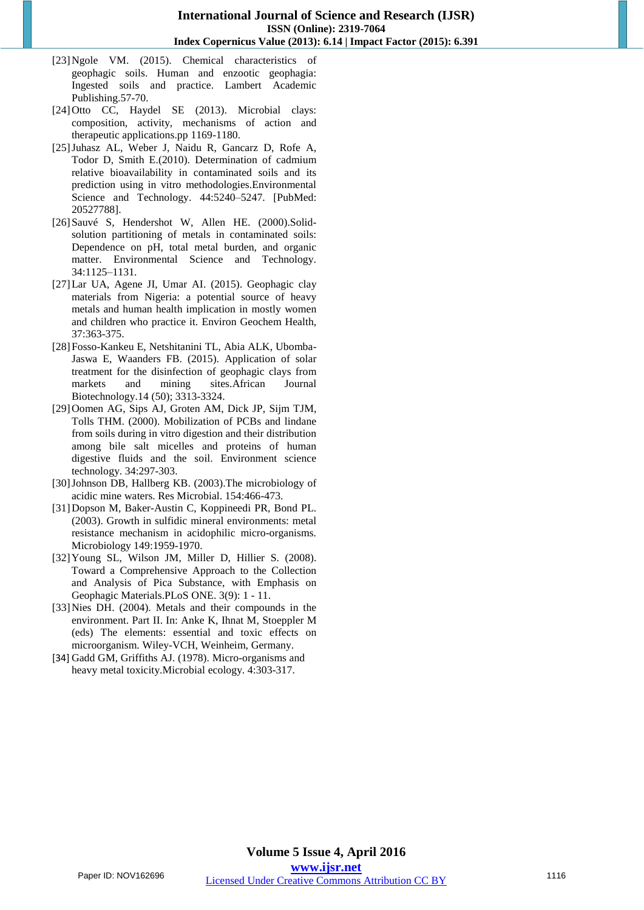[23] Ngole VM. (2015). Chemical characteristics of geophagic soils. Human and enzootic geophagia: Ingested soils and practice. Lambert Academic Publishing.57-70.

[24] Otto CC, Haydel SE (2013). Microbial clays: composition, activity, mechanisms of action and therapeutic applications.pp 1169-1180.

[25] Juhasz AL, Weber J, Naidu R, Gancarz D, Rofe A, Todor D, Smith E.(2010). Determination of cadmium relative bioavailability in contaminated soils and its prediction using in vitro methodologies.Environmental Science and Technology. 44:5240–5247. [PubMed: 20527788].

[26] Sauvé S, Hendershot W, Allen HE. (2000).Solid-solution partitioning of metals in contaminated soils: Dependence on pH, total metal burden, and organic matter. Environmental Science and Technology. 34:1125–1131.

[27] Lar UA, Agene JI, Umar AI. (2015). Geophagic clay materials from Nigeria: a potential source of heavy metals and human health implication in mostly women and children who practice it. Environ Geochem Health, 37:363-375.

[28] Fosso-Kankeu E, Netshitanini TL, Abia ALK, Ubomba-Jaswa E, Waanders FB. (2015). Application of solar treatment for the disinfection of geophagic clays from markets and mining sites.African Journal Biotechnology.14 (50); 3313-3324.

[29] Oomen AG, Sips AJ, Groten AM, Dick JP, Sijm TJM, Tolls THM. (2000). Mobilization of PCBs and lindane from soils during in vitro digestion and their distribution among bile salt micelles and proteins of human digestive fluids and the soil. Environment science technology. 34:297-303.

[30] Johnson DB, Hallberg KB. (2003).The microbiology of acidic mine waters. Res Microbial. 154:466-473.

[31] Dopson M, Baker-Austin C, Koppineedi PR, Bond PL. (2003). Growth in sulfidic mineral environments: metal resistance mechanism in acidophilic micro-organisms. Microbiology 149:1959-1970.

[32] Young SL, Wilson JM, Miller D, Hillier S. (2008). Toward a Comprehensive Approach to the Collection and Analysis of Pica Substance, with Emphasis on Geophagic Materials.PLoS ONE. 3(9): 1 - 11.

[33] Nies DH. (2004). Metals and their compounds in the environment. Part II. In: Anke K, Ihnat M, Stoeppler M (eds) The elements: essential and toxic effects on microorganism. Wiley-VCH, Weinheim, Germany.

[34] Gadd GM, Griffiths AJ. (1978). Micro-organisms and heavy metal toxicity.Microbial ecology. 4:303-317.